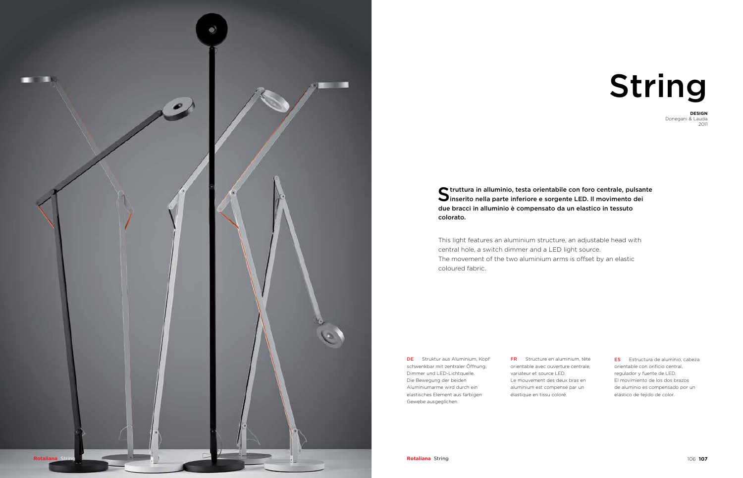# String

**DESIGN**
Donegani & Lauda
2011

**Struttura in alluminio, testa orientabile con foro centrale, pulsante inserito nella parte inferiore e sorgente LED. Il movimento dei due bracci in alluminio è compensato da un elastico in tessuto colorato.**

This light features an aluminium structure, an adjustable head with central hole, a switch dimmer and a LED light source.
The movement of the two aluminium arms is offset by an elastic coloured fabric.

**DE** Struktur aus Aluminium, Kopf schwenkbar mit zentraler Öffnung, Dimmer und LED-Lichtquelle.
Die Bewegung der beiden Aluminiumarme wird durch ein elastisches Element aus farbigen Gewebe ausgeglichen.

**FR** Structure en aluminium, tête orientable avec ouverture centrale, variateur et source LED.
Le mouvement des deux bras en aluminium est compensé par un élastique en tissu coloré.

**ES** Estructura de aluminio, cabeza orientable con orificio central, regulador y fuente de LED.
El movimiento de los dos brazos de aluminio es compensado por un elástico de tejido de color.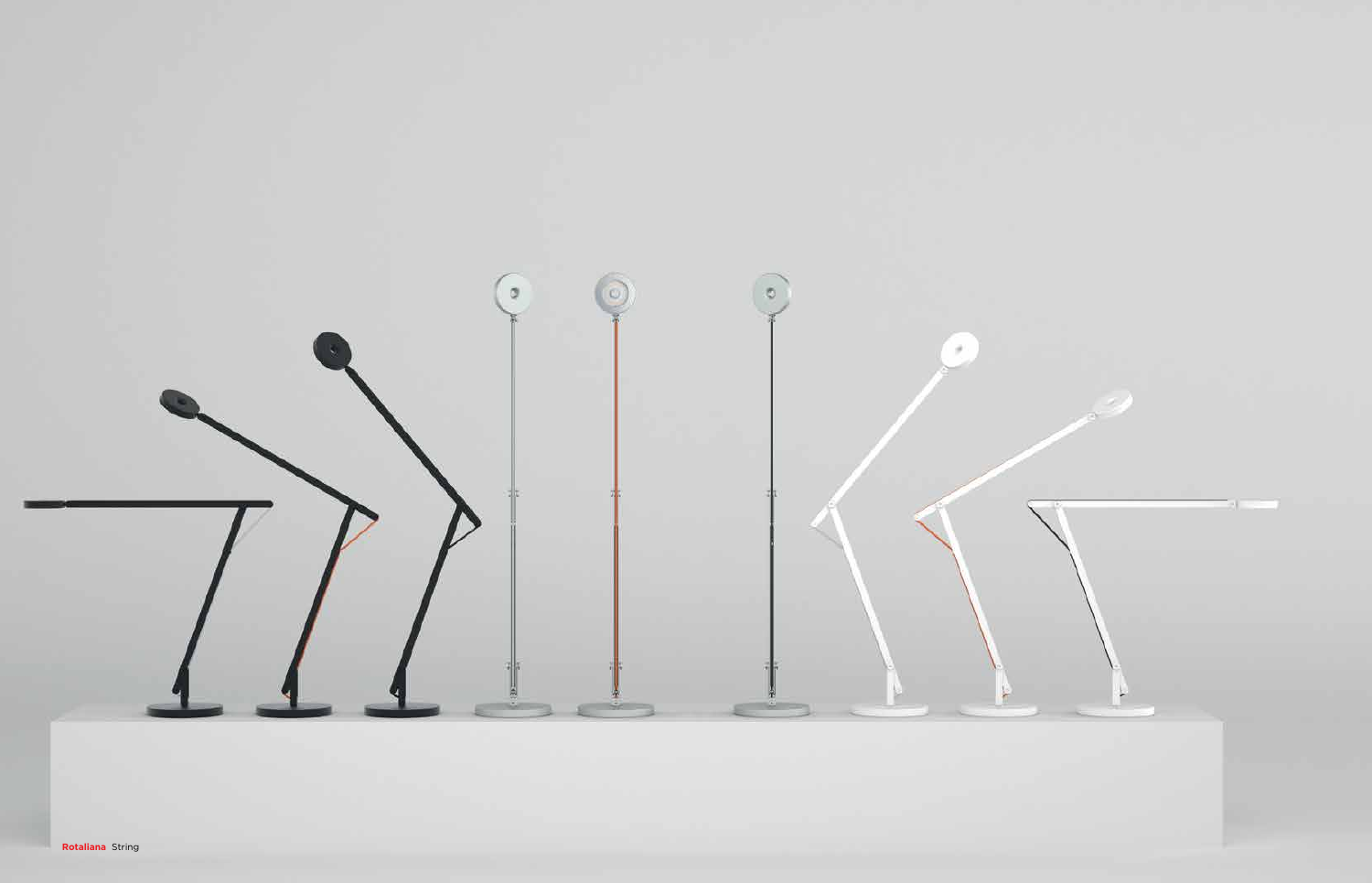**Rotaliana** String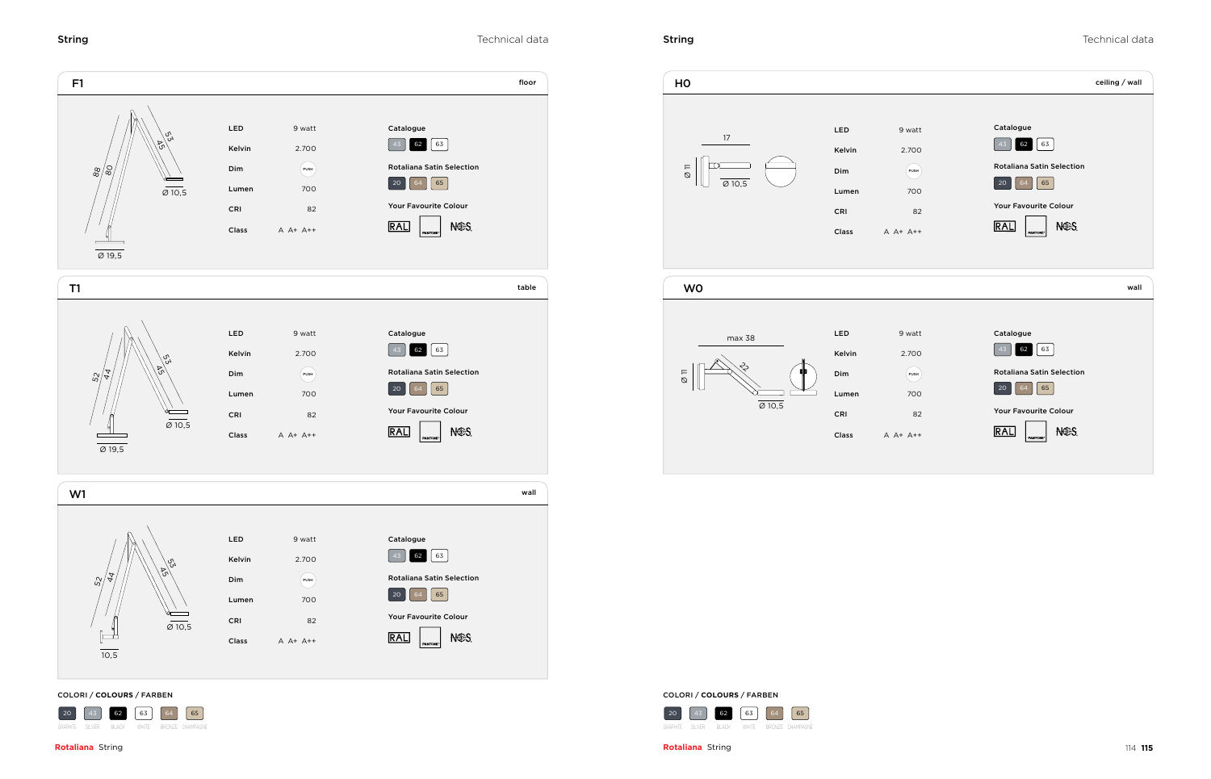## F1

floor

88 80 53 45

Ø 10,5

Ø 19,5

| | |
|---|---|
| LED | 9 watt |
| Kelvin | 2.700 |
| Dim | PUSH |
| Lumen | 700 |
| CRI | 82 |
| Class | A A+ A++ |

**Catalogue**

43 62 63

**Rotaliana Satin Selection**

20 64 65

**Your Favourite Colour**

RAL PANTONE NCS

## T1

table

52 44 53 45

Ø 10,5

Ø 19,5

| | |
|---|---|
| LED | 9 watt |
| Kelvin | 2.700 |
| Dim | PUSH |
| Lumen | 700 |
| CRI | 82 |
| Class | A A+ A++ |

**Catalogue**

43 62 63

**Rotaliana Satin Selection**

20 64 65

**Your Favourite Colour**

RAL PANTONE NCS

## W1

wall

52 44 53 45

Ø 10,5

10,5

| | |
|---|---|
| LED | 9 watt |
| Kelvin | 2.700 |
| Dim | PUSH |
| Lumen | 700 |
| CRI | 82 |
| Class | A A+ A++ |

**Catalogue**

43 62 63

**Rotaliana Satin Selection**

20 64 65

**Your Favourite Colour**

RAL PANTONE NCS

**COLORI / COLOURS / FARBEN**

20 GRAPHITE, 43 SILVER, 62 BLACK, 63 WHITE, 64 BRONZE, 65 CHAMPAGNE

## H0

ceiling / wall

17

Ø 11

Ø 10,5

| | |
|---|---|
| LED | 9 watt |
| Kelvin | 2.700 |
| Dim | PUSH |
| Lumen | 700 |
| CRI | 82 |
| Class | A A+ A++ |

**Catalogue**

43 62 63

**Rotaliana Satin Selection**

20 64 65

**Your Favourite Colour**

RAL PANTONE NCS

## W0

wall

max 38

Ø 11

22

Ø 10,5

| | |
|---|---|
| LED | 9 watt |
| Kelvin | 2.700 |
| Dim | PUSH |
| Lumen | 700 |
| CRI | 82 |
| Class | A A+ A++ |

**Catalogue**

43 62 63

**Rotaliana Satin Selection**

20 64 65

**Your Favourite Colour**

RAL PANTONE NCS

**COLORI / COLOURS / FARBEN**

20 GRAPHITE, 43 SILVER, 62 BLACK, 63 WHITE, 64 BRONZE, 65 CHAMPAGNE